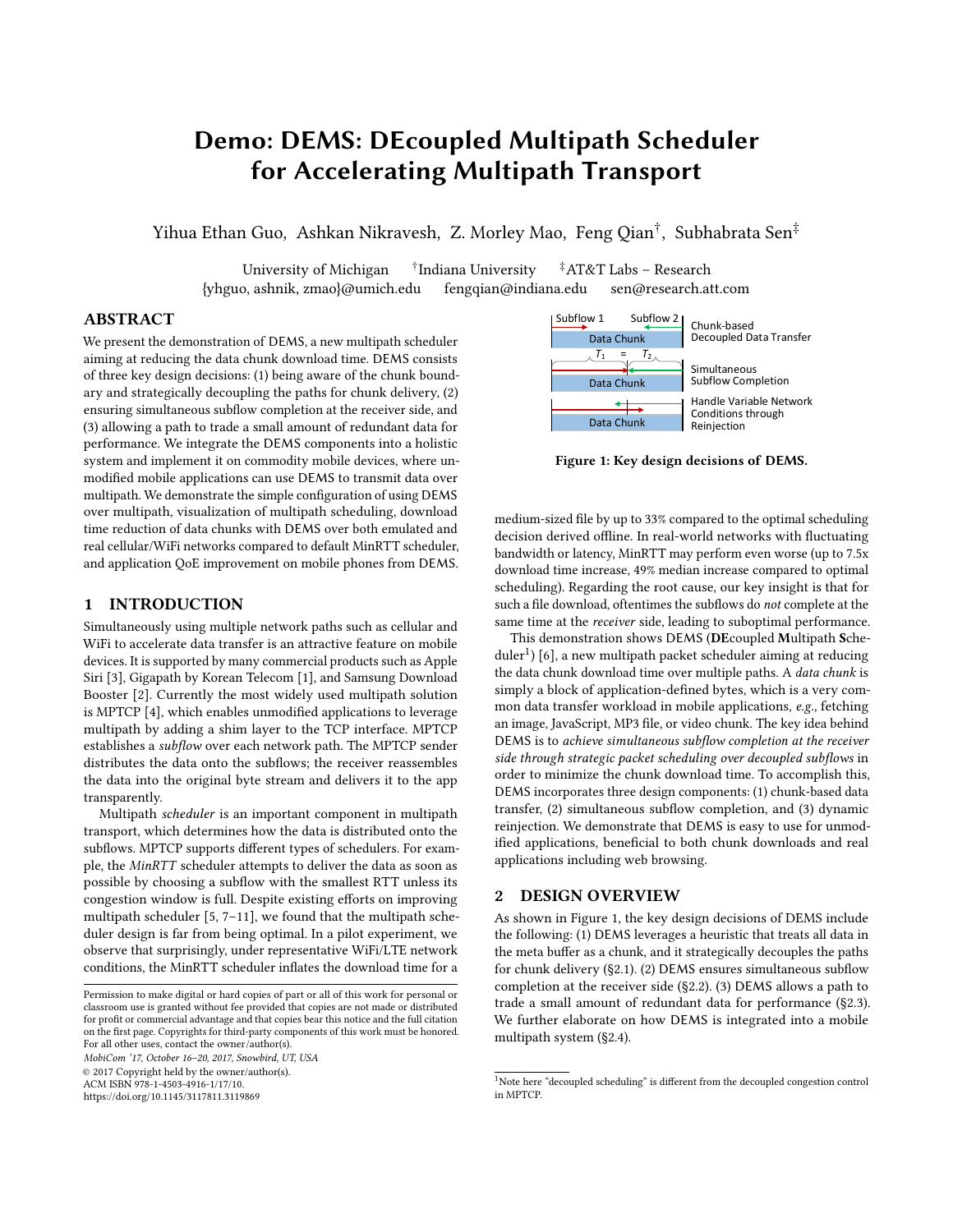# Demo: DEMS: DEcoupled Multipath Scheduler for Accelerating Multipath Transport

Yihua Ethan Guo, Ashkan Nikravesh, Z. Morley Mao, Feng Qian†, Subhabrata Sen‡

University of Michigan †Indiana University ‡AT&T Labs – Research
{yhguo, ashnik, zmao}@umich.edu fengqian@indiana.edu sen@research.att.com

## ABSTRACT

We present the demonstration of DEMS, a new multipath scheduler aiming at reducing the data chunk download time. DEMS consists of three key design decisions: (1) being aware of the chunk boundary and strategically decoupling the paths for chunk delivery, (2) ensuring simultaneous subflow completion at the receiver side, and (3) allowing a path to trade a small amount of redundant data for performance. We integrate the DEMS components into a holistic system and implement it on commodity mobile devices, where unmodified mobile applications can use DEMS to transmit data over multipath. We demonstrate the simple configuration of using DEMS over multipath, visualization of multipath scheduling, download time reduction of data chunks with DEMS over both emulated and real cellular/WiFi networks compared to default MinRTT scheduler, and application QoE improvement on mobile phones from DEMS.

## 1 INTRODUCTION

Simultaneously using multiple network paths such as cellular and WiFi to accelerate data transfer is an attractive feature on mobile devices. It is supported by many commercial products such as Apple Siri [3], Gigapath by Korean Telecom [1], and Samsung Download Booster [2]. Currently the most widely used multipath solution is MPTCP [4], which enables unmodified applications to leverage multipath by adding a shim layer to the TCP interface. MPTCP establishes a *subflow* over each network path. The MPTCP sender distributes the data onto the subflows; the receiver reassembles the data into the original byte stream and delivers it to the app transparently.

Multipath *scheduler* is an important component in multipath transport, which determines how the data is distributed onto the subflows. MPTCP supports different types of schedulers. For example, the *MinRTT* scheduler attempts to deliver the data as soon as possible by choosing a subflow with the smallest RTT unless its congestion window is full. Despite existing efforts on improving multipath scheduler [5, 7–11], we found that the multipath scheduler design is far from being optimal. In a pilot experiment, we observe that surprisingly, under representative WiFi/LTE network conditions, the MinRTT scheduler inflates the download time for a medium-sized file by up to 33% compared to the optimal scheduling decision derived offline. In real-world networks with fluctuating bandwidth or latency, MinRTT may perform even worse (up to 7.5x download time increase, 49% median increase compared to optimal scheduling). Regarding the root cause, our key insight is that for such a file download, oftentimes the subflows do *not* complete at the same time at the *receiver* side, leading to suboptimal performance.

This demonstration shows DEMS (**DE**coupled **M**ultipath **S**cheduler[1]) [6], a new multipath packet scheduler aiming at reducing the data chunk download time over multiple paths. A *data chunk* is simply a block of application-defined bytes, which is a very common data transfer workload in mobile applications, *e.g.*, fetching an image, JavaScript, MP3 file, or video chunk. The key idea behind DEMS is to *achieve simultaneous subflow completion at the receiver side through strategic packet scheduling over decoupled subflows* in order to minimize the chunk download time. To accomplish this, DEMS incorporates three design components: (1) chunk-based data transfer, (2) simultaneous subflow completion, and (3) dynamic reinjection. We demonstrate that DEMS is easy to use for unmodified applications, beneficial to both chunk downloads and real applications including web browsing.

| Subflow 1 → ... ← Subflow 2 / Data Chunk | Chunk-based Decoupled Data Transfer |
|---|---|
| $T_1$ = $T_2$ / Data Chunk | Simultaneous Subflow Completion |
| Data Chunk | Handle Variable Network Conditions through Reinjection |

**Figure 1: Key design decisions of DEMS.**

## 2 DESIGN OVERVIEW

As shown in Figure 1, the key design decisions of DEMS include the following: (1) DEMS leverages a heuristic that treats all data in the meta buffer as a chunk, and it strategically decouples the paths for chunk delivery (§2.1). (2) DEMS ensures simultaneous subflow completion at the receiver side (§2.2). (3) DEMS allows a path to trade a small amount of redundant data for performance (§2.3). We further elaborate on how DEMS is integrated into a mobile multipath system (§2.4).

---

Permission to make digital or hard copies of part or all of this work for personal or classroom use is granted without fee provided that copies are not made or distributed for profit or commercial advantage and that copies bear this notice and the full citation on the first page. Copyrights for third-party components of this work must be honored. For all other uses, contact the owner/author(s).
*MobiCom '17, October 16–20, 2017, Snowbird, UT, USA*
© 2017 Copyright held by the owner/author(s).
ACM ISBN 978-1-4503-4916-1/17/10.
https://doi.org/10.1145/3117811.3119869

[1] Note here "decoupled scheduling" is different from the decoupled congestion control in MPTCP.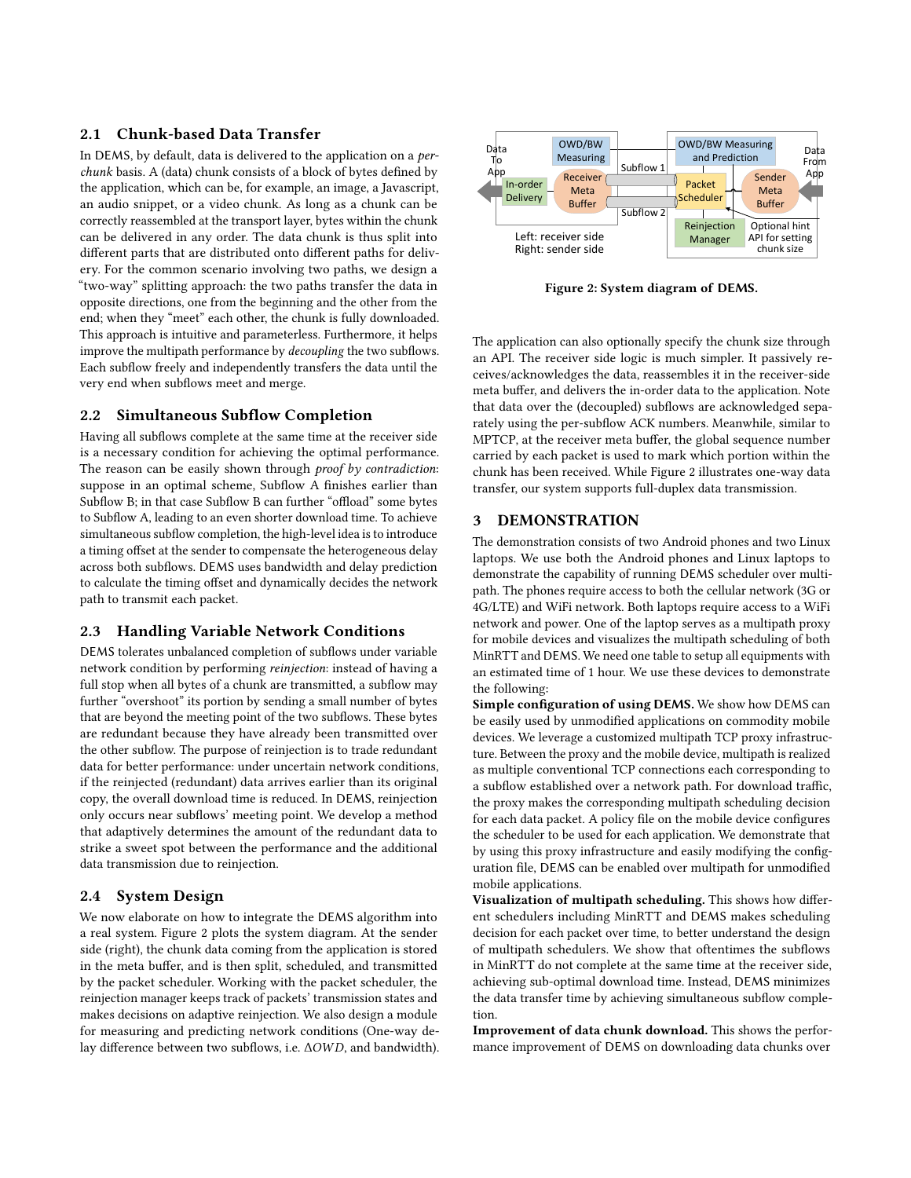### 2.1 Chunk-based Data Transfer

In DEMS, by default, data is delivered to the application on a *per-chunk* basis. A (data) chunk consists of a block of bytes defined by the application, which can be, for example, an image, a Javascript, an audio snippet, or a video chunk. As long as a chunk can be correctly reassembled at the transport layer, bytes within the chunk can be delivered in any order. The data chunk is thus split into different parts that are distributed onto different paths for delivery. For the common scenario involving two paths, we design a "two-way" splitting approach: the two paths transfer the data in opposite directions, one from the beginning and the other from the end; when they "meet" each other, the chunk is fully downloaded. This approach is intuitive and parameterless. Furthermore, it helps improve the multipath performance by *decoupling* the two subflows. Each subflow freely and independently transfers the data until the very end when subflows meet and merge.

### 2.2 Simultaneous Subflow Completion

Having all subflows complete at the same time at the receiver side is a necessary condition for achieving the optimal performance. The reason can be easily shown through *proof by contradiction*: suppose in an optimal scheme, Subflow A finishes earlier than Subflow B; in that case Subflow B can further "offload" some bytes to Subflow A, leading to an even shorter download time. To achieve simultaneous subflow completion, the high-level idea is to introduce a timing offset at the sender to compensate the heterogeneous delay across both subflows. DEMS uses bandwidth and delay prediction to calculate the timing offset and dynamically decides the network path to transmit each packet.

### 2.3 Handling Variable Network Conditions

DEMS tolerates unbalanced completion of subflows under variable network condition by performing *reinjection*: instead of having a full stop when all bytes of a chunk are transmitted, a subflow may further "overshoot" its portion by sending a small number of bytes that are beyond the meeting point of the two subflows. These bytes are redundant because they have already been transmitted over the other subflow. The purpose of reinjection is to trade redundant data for better performance: under uncertain network conditions, if the reinjected (redundant) data arrives earlier than its original copy, the overall download time is reduced. In DEMS, reinjection only occurs near subflows' meeting point. We develop a method that adaptively determines the amount of the redundant data to strike a sweet spot between the performance and the additional data transmission due to reinjection.

### 2.4 System Design

We now elaborate on how to integrate the DEMS algorithm into a real system. Figure 2 plots the system diagram. At the sender side (right), the chunk data coming from the application is stored in the meta buffer, and is then split, scheduled, and transmitted by the packet scheduler. Working with the packet scheduler, the reinjection manager keeps track of packets' transmission states and makes decisions on adaptive reinjection. We also design a module for measuring and predicting network conditions (One-way delay difference between two subflows, i.e. $\Delta OWD$, and bandwidth).

Figure 2: System diagram of DEMS.

The application can also optionally specify the chunk size through an API. The receiver side logic is much simpler. It passively receives/acknowledges the data, reassembles it in the receiver-side meta buffer, and delivers the in-order data to the application. Note that data over the (decoupled) subflows are acknowledged separately using the per-subflow ACK numbers. Meanwhile, similar to MPTCP, at the receiver meta buffer, the global sequence number carried by each packet is used to mark which portion within the chunk has been received. While Figure 2 illustrates one-way data transfer, our system supports full-duplex data transmission.

## 3 DEMONSTRATION

The demonstration consists of two Android phones and two Linux laptops. We use both the Android phones and Linux laptops to demonstrate the capability of running DEMS scheduler over multipath. The phones require access to both the cellular network (3G or 4G/LTE) and WiFi network. Both laptops require access to a WiFi network and power. One of the laptop serves as a multipath proxy for mobile devices and visualizes the multipath scheduling of both MinRTT and DEMS. We need one table to setup all equipments with an estimated time of 1 hour. We use these devices to demonstrate the following:

**Simple configuration of using DEMS.** We show how DEMS can be easily used by unmodified applications on commodity mobile devices. We leverage a customized multipath TCP proxy infrastructure. Between the proxy and the mobile device, multipath is realized as multiple conventional TCP connections each corresponding to a subflow established over a network path. For download traffic, the proxy makes the corresponding multipath scheduling decision for each data packet. A policy file on the mobile device configures the scheduler to be used for each application. We demonstrate that by using this proxy infrastructure and easily modifying the configuration file, DEMS can be enabled over multipath for unmodified mobile applications.

**Visualization of multipath scheduling.** This shows how different schedulers including MinRTT and DEMS makes scheduling decision for each packet over time, to better understand the design of multipath schedulers. We show that oftentimes the subflows in MinRTT do not complete at the same time at the receiver side, achieving sub-optimal download time. Instead, DEMS minimizes the data transfer time by achieving simultaneous subflow completion.

**Improvement of data chunk download.** This shows the performance improvement of DEMS on downloading data chunks over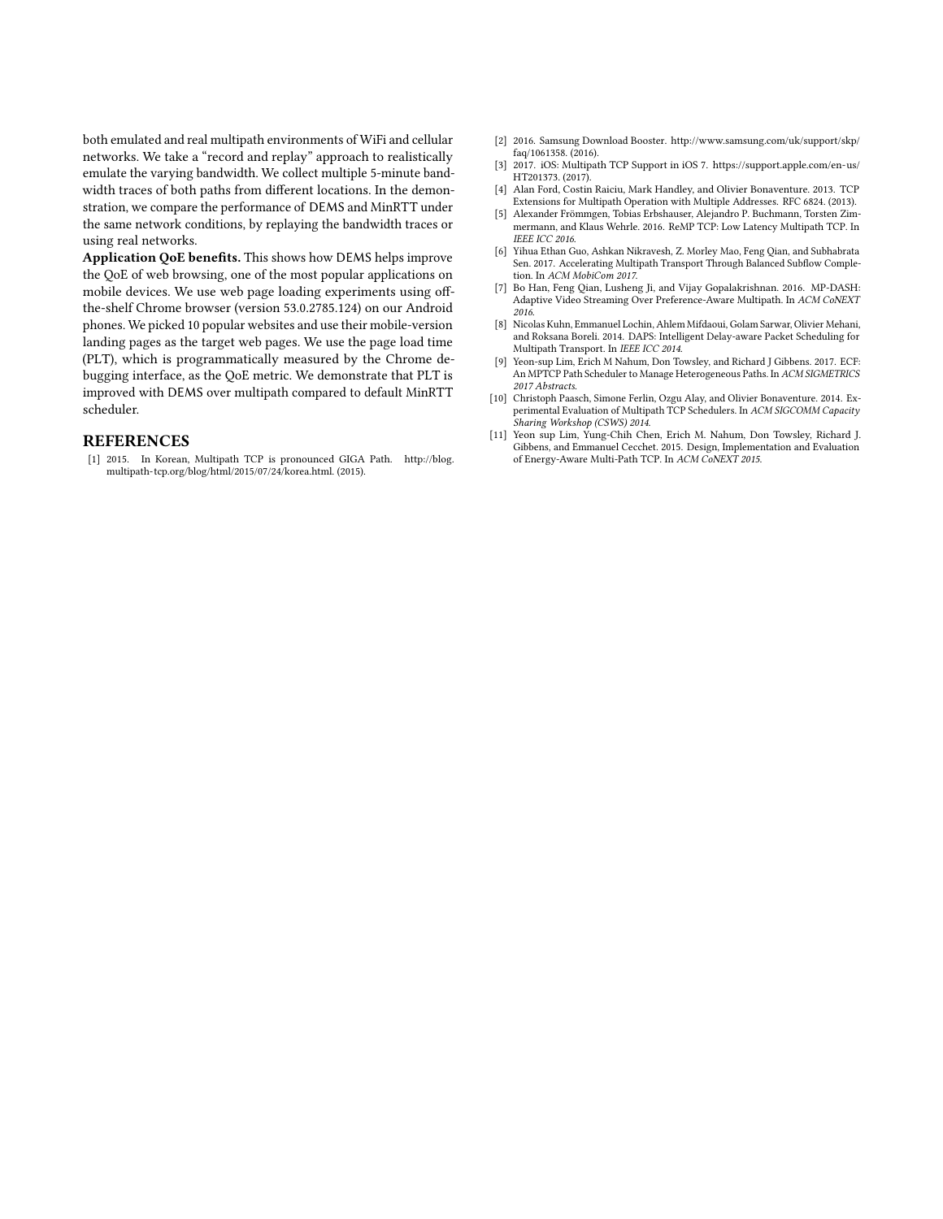both emulated and real multipath environments of WiFi and cellular networks. We take a "record and replay" approach to realistically emulate the varying bandwidth. We collect multiple 5-minute bandwidth traces of both paths from different locations. In the demonstration, we compare the performance of DEMS and MinRTT under the same network conditions, by replaying the bandwidth traces or using real networks.

**Application QoE benefits.** This shows how DEMS helps improve the QoE of web browsing, one of the most popular applications on mobile devices. We use web page loading experiments using off-the-shelf Chrome browser (version 53.0.2785.124) on our Android phones. We picked 10 popular websites and use their mobile-version landing pages as the target web pages. We use the page load time (PLT), which is programmatically measured by the Chrome debugging interface, as the QoE metric. We demonstrate that PLT is improved with DEMS over multipath compared to default MinRTT scheduler.

## REFERENCES

[1] 2015. In Korean, Multipath TCP is pronounced GIGA Path. http://blog.multipath-tcp.org/blog/html/2015/07/24/korea.html. (2015).

[2] 2016. Samsung Download Booster. http://www.samsung.com/uk/support/skp/faq/1061358. (2016).

[3] 2017. iOS: Multipath TCP Support in iOS 7. https://support.apple.com/en-us/HT201373. (2017).

[4] Alan Ford, Costin Raiciu, Mark Handley, and Olivier Bonaventure. 2013. TCP Extensions for Multipath Operation with Multiple Addresses. RFC 6824. (2013).

[5] Alexander Frömmgen, Tobias Erbshauser, Alejandro P. Buchmann, Torsten Zimmermann, and Klaus Wehrle. 2016. ReMP TCP: Low Latency Multipath TCP. In *IEEE ICC 2016*.

[6] Yihua Ethan Guo, Ashkan Nikravesh, Z. Morley Mao, Feng Qian, and Subhabrata Sen. 2017. Accelerating Multipath Transport Through Balanced Subflow Completion. In *ACM MobiCom 2017*.

[7] Bo Han, Feng Qian, Lusheng Ji, and Vijay Gopalakrishnan. 2016. MP-DASH: Adaptive Video Streaming Over Preference-Aware Multipath. In *ACM CoNEXT 2016*.

[8] Nicolas Kuhn, Emmanuel Lochin, Ahlem Mifdaoui, Golam Sarwar, Olivier Mehani, and Roksana Boreli. 2014. DAPS: Intelligent Delay-aware Packet Scheduling for Multipath Transport. In *IEEE ICC 2014*.

[9] Yeon-sup Lim, Erich M Nahum, Don Towsley, and Richard J Gibbens. 2017. ECF: An MPTCP Path Scheduler to Manage Heterogeneous Paths. In *ACM SIGMETRICS 2017 Abstracts*.

[10] Christoph Paasch, Simone Ferlin, Ozgu Alay, and Olivier Bonaventure. 2014. Experimental Evaluation of Multipath TCP Schedulers. In *ACM SIGCOMM Capacity Sharing Workshop (CSWS) 2014*.

[11] Yeon sup Lim, Yung-Chih Chen, Erich M. Nahum, Don Towsley, Richard J. Gibbens, and Emmanuel Cecchet. 2015. Design, Implementation and Evaluation of Energy-Aware Multi-Path TCP. In *ACM CoNEXT 2015*.